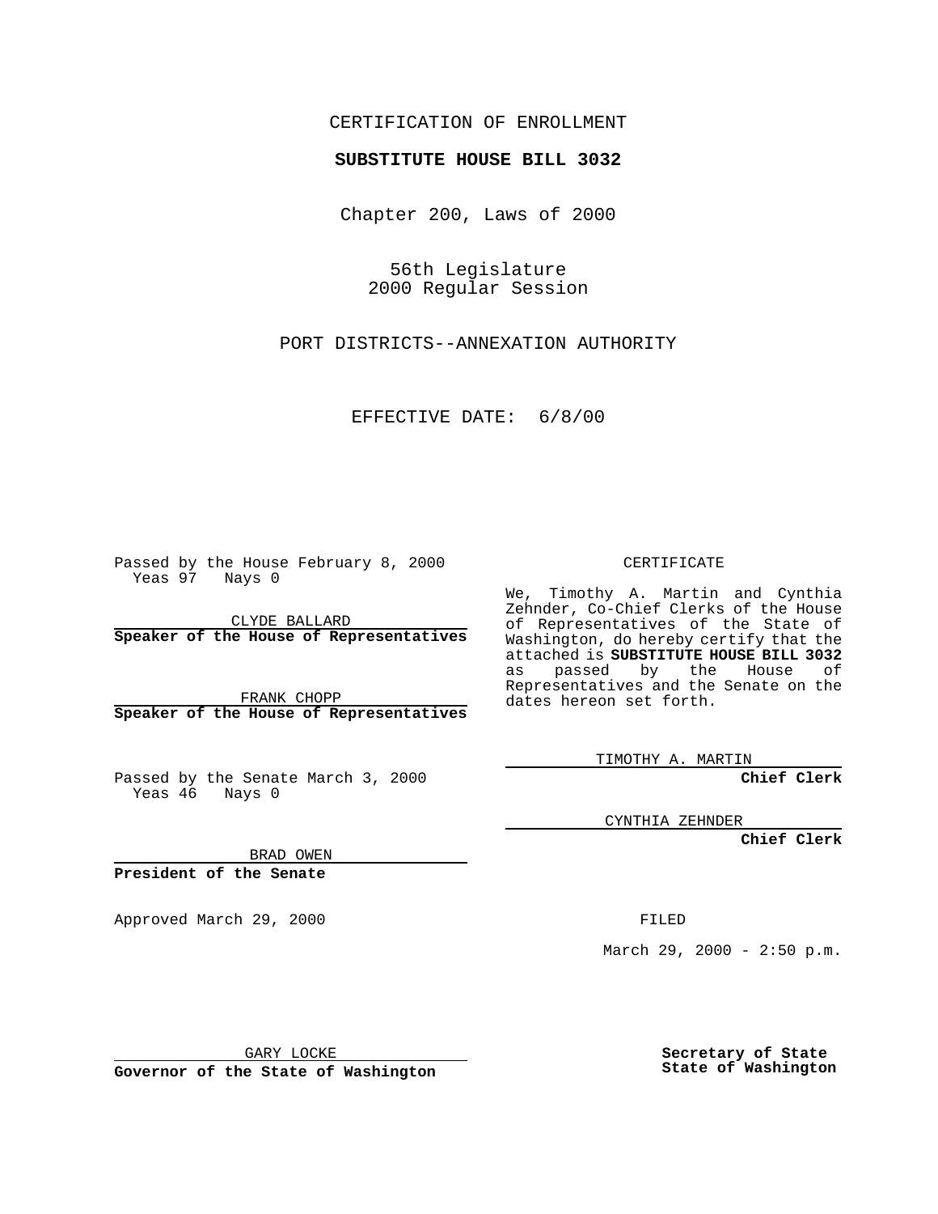CERTIFICATION OF ENROLLMENT

**SUBSTITUTE HOUSE BILL 3032**

Chapter 200, Laws of 2000

56th Legislature
2000 Regular Session

PORT DISTRICTS--ANNEXATION AUTHORITY

EFFECTIVE DATE: 6/8/00

Passed by the House February 8, 2000
Yeas 97 Nays 0

CLYDE BALLARD
**Speaker of the House of Representatives**

FRANK CHOPP
**Speaker of the House of Representatives**

Passed by the Senate March 3, 2000
Yeas 46 Nays 0

BRAD OWEN
**President of the Senate**

Approved March 29, 2000

GARY LOCKE
**Governor of the State of Washington**

CERTIFICATE

We, Timothy A. Martin and Cynthia Zehnder, Co-Chief Clerks of the House of Representatives of the State of Washington, do hereby certify that the attached is **SUBSTITUTE HOUSE BILL 3032** as passed by the House of Representatives and the Senate on the dates hereon set forth.

TIMOTHY A. MARTIN
**Chief Clerk**

CYNTHIA ZEHNDER
**Chief Clerk**

FILED

March 29, 2000 - 2:50 p.m.

**Secretary of State**
**State of Washington**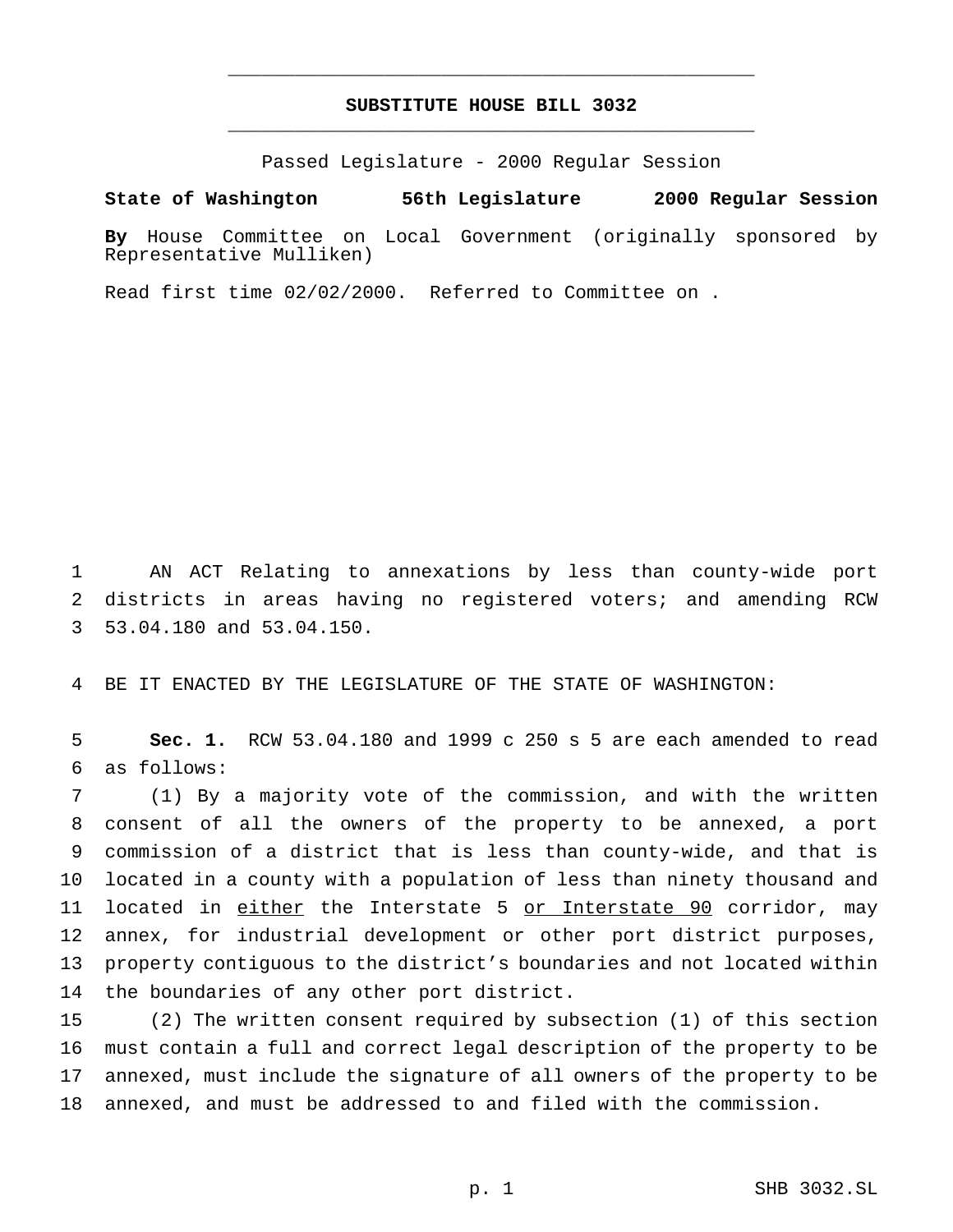**SUBSTITUTE HOUSE BILL 3032**

Passed Legislature - 2000 Regular Session

**State of Washington 56th Legislature 2000 Regular Session**

**By** House Committee on Local Government (originally sponsored by Representative Mulliken)

Read first time 02/02/2000. Referred to Committee on .

AN ACT Relating to annexations by less than county-wide port districts in areas having no registered voters; and amending RCW 53.04.180 and 53.04.150.

BE IT ENACTED BY THE LEGISLATURE OF THE STATE OF WASHINGTON:

**Sec. 1.** RCW 53.04.180 and 1999 c 250 s 5 are each amended to read as follows:

(1) By a majority vote of the commission, and with the written consent of all the owners of the property to be annexed, a port commission of a district that is less than county-wide, and that is located in a county with a population of less than ninety thousand and located in <u>either</u> the Interstate 5 <u>or Interstate 90</u> corridor, may annex, for industrial development or other port district purposes, property contiguous to the district's boundaries and not located within the boundaries of any other port district.

(2) The written consent required by subsection (1) of this section must contain a full and correct legal description of the property to be annexed, must include the signature of all owners of the property to be annexed, and must be addressed to and filed with the commission.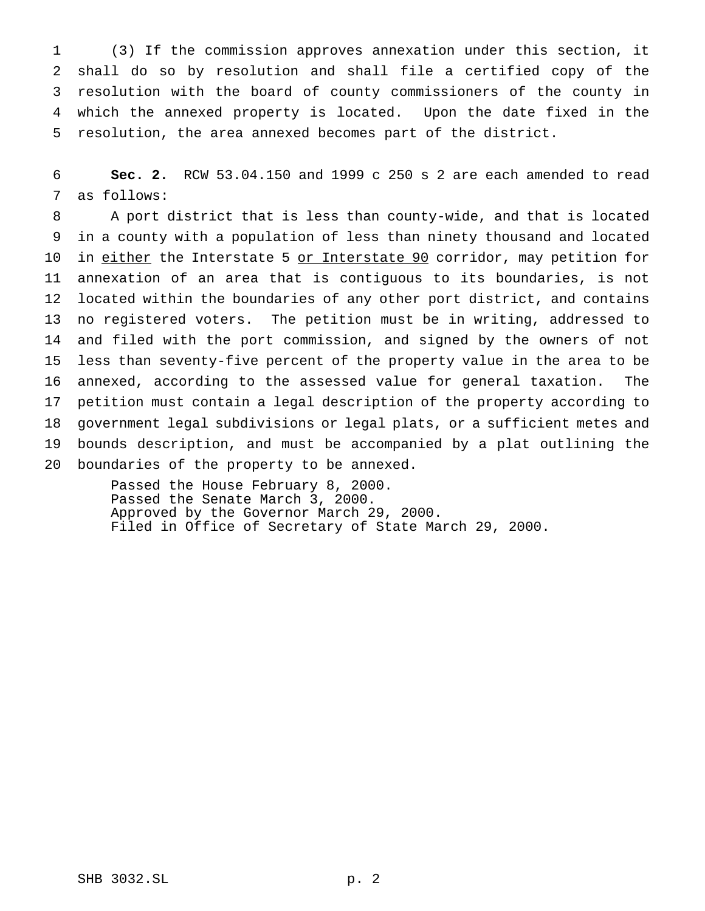(3) If the commission approves annexation under this section, it shall do so by resolution and shall file a certified copy of the resolution with the board of county commissioners of the county in which the annexed property is located. Upon the date fixed in the resolution, the area annexed becomes part of the district.

**Sec. 2.** RCW 53.04.150 and 1999 c 250 s 2 are each amended to read as follows:

A port district that is less than county-wide, and that is located in a county with a population of less than ninety thousand and located in <u>either</u> the Interstate 5 <u>or Interstate 90</u> corridor, may petition for annexation of an area that is contiguous to its boundaries, is not located within the boundaries of any other port district, and contains no registered voters. The petition must be in writing, addressed to and filed with the port commission, and signed by the owners of not less than seventy-five percent of the property value in the area to be annexed, according to the assessed value for general taxation. The petition must contain a legal description of the property according to government legal subdivisions or legal plats, or a sufficient metes and bounds description, and must be accompanied by a plat outlining the boundaries of the property to be annexed.

Passed the House February 8, 2000.
Passed the Senate March 3, 2000.
Approved by the Governor March 29, 2000.
Filed in Office of Secretary of State March 29, 2000.